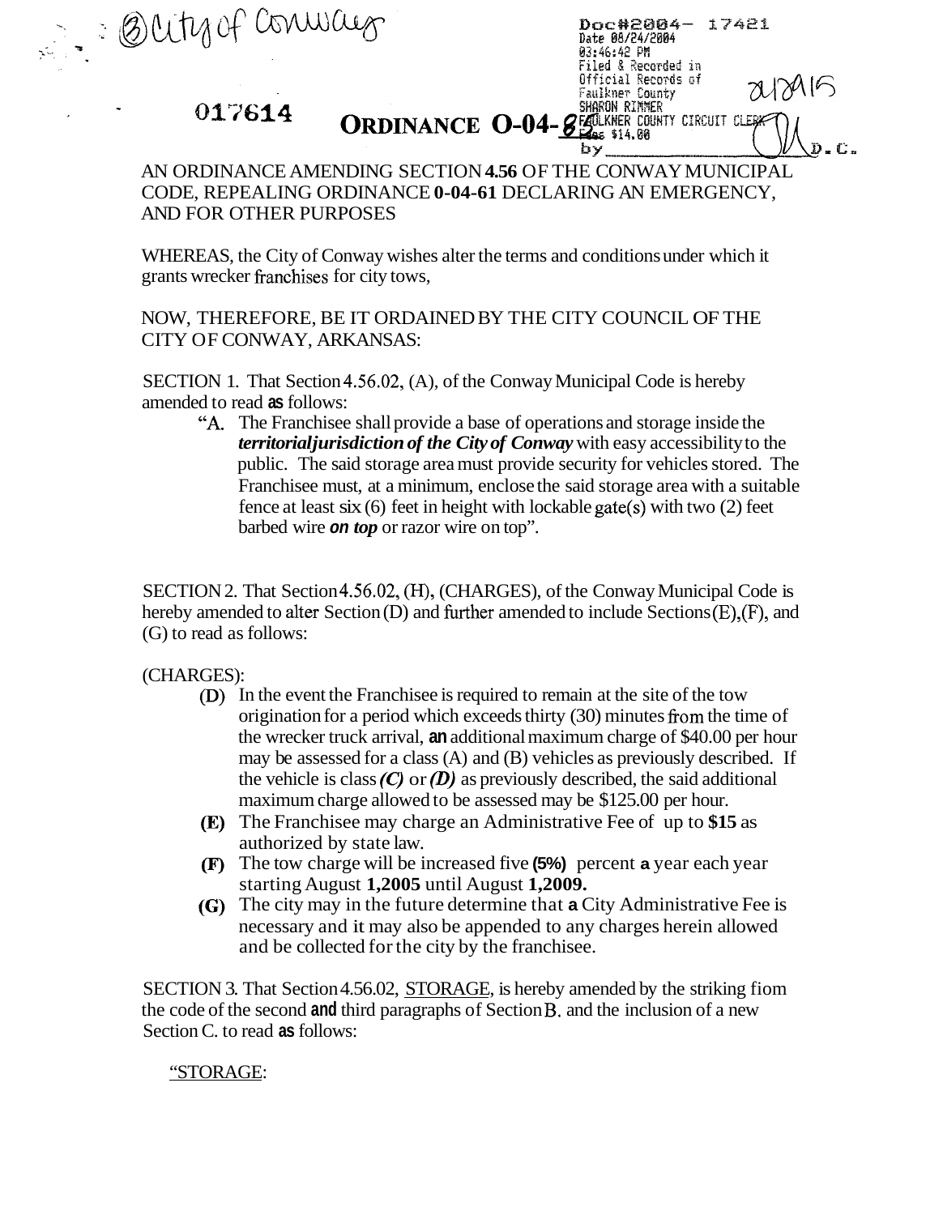③ City of Conway

017614

Doc#2004- 17421
Date 08/24/2004
03:46:42 PM
Filed & Recorded in
Official Records of
Faulkner County
SHARON RIMMER
FAULKNER COUNTY CIRCUIT CLERK
Fees $14.00
by ______ D.C.

21215

# ORDINANCE O-04-82

AN ORDINANCE AMENDING SECTION **4.56** OF THE CONWAY MUNICIPAL CODE, REPEALING ORDINANCE **0-04-61** DECLARING AN EMERGENCY, AND FOR OTHER PURPOSES

WHEREAS, the City of Conway wishes alter the terms and conditions under which it grants wrecker franchises for city tows,

NOW, THEREFORE, BE IT ORDAINED BY THE CITY COUNCIL OF THE CITY OF CONWAY, ARKANSAS:

SECTION 1. That Section 4.56.02, (A), of the Conway Municipal Code is hereby amended to read **as** follows:

> "A. The Franchisee shall provide a base of operations and storage inside the ***territorialjurisdiction of the City of Conway*** with easy accessibility to the public. The said storage area must provide security for vehicles stored. The Franchisee must, at a minimum, enclose the said storage area with a suitable fence at least six (6) feet in height with lockable gate(s) with two (2) feet barbed wire ***on top*** or razor wire on top".

SECTION 2. That Section 4.56.02, (H), (CHARGES), of the Conway Municipal Code is hereby amended to alter Section (D) and further amended to include Sections (E), (F), and (G) to read as follows:

(CHARGES):

- (D) In the event the Franchisee is required to remain at the site of the tow origination for a period which exceeds thirty (30) minutes from the time of the wrecker truck arrival, **an** additional maximum charge of $40.00 per hour may be assessed for a class (A) and (B) vehicles as previously described. If the vehicle is class ***(C)*** or ***(D)*** as previously described, the said additional maximum charge allowed to be assessed may be $125.00 per hour.
- **(E)** The Franchisee may charge an Administrative Fee of up to **$15** as authorized by state law.
- **(F)** The tow charge will be increased five **(5%)** percent **a** year each year starting August **1,2005** until August **1,2009.**
- **(G)** The city may in the future determine that **a** City Administrative Fee is necessary and it may also be appended to any charges herein allowed and be collected for the city by the franchisee.

SECTION 3. That Section 4.56.02, STORAGE, is hereby amended by the striking fiom the code of the second **and** third paragraphs of Section B. and the inclusion of a new Section C. to read **as** follows:

"STORAGE: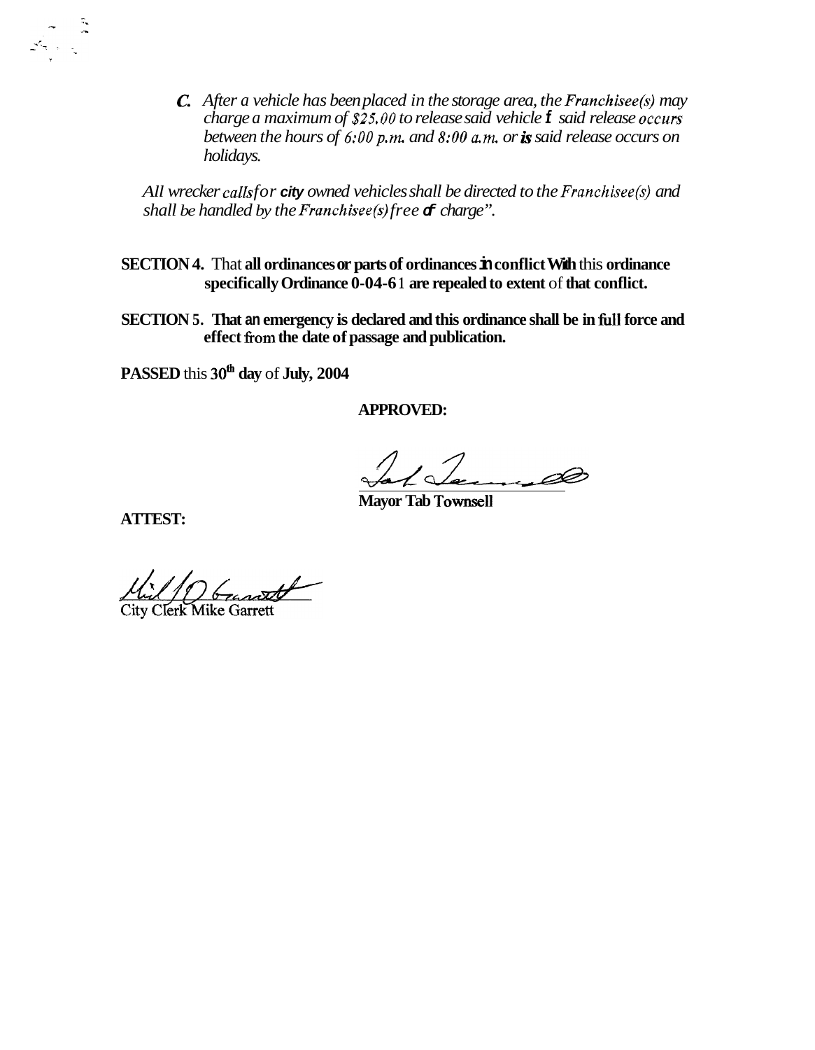*C. After a vehicle has been placed in the storage area, the Franchisee(s) may charge a maximum of $25.00 to release said vehicle f said release occurs between the hours of 6:00 p.m. and 8:00 a.m. or is said release occurs on holidays.*

*All wrecker calls for **city** owned vehicles shall be directed to the Franchisee(s) and shall be handled by the Franchisee(s) free **of** charge".*

**SECTION 4.** That **all ordinances or parts of ordinances in conflict With** this **ordinance specifically Ordinance 0-04-6**1 **are repealed to extent** of **that conflict.**

**SECTION 5. That an emergency is declared and this ordinance shall be in full force and effect from the date of passage and publication.**

**PASSED** this **30th day** of **July, 2004**

**APPROVED:**

**Mayor Tab Townsell**

**ATTEST:**

City Clerk Mike Garrett